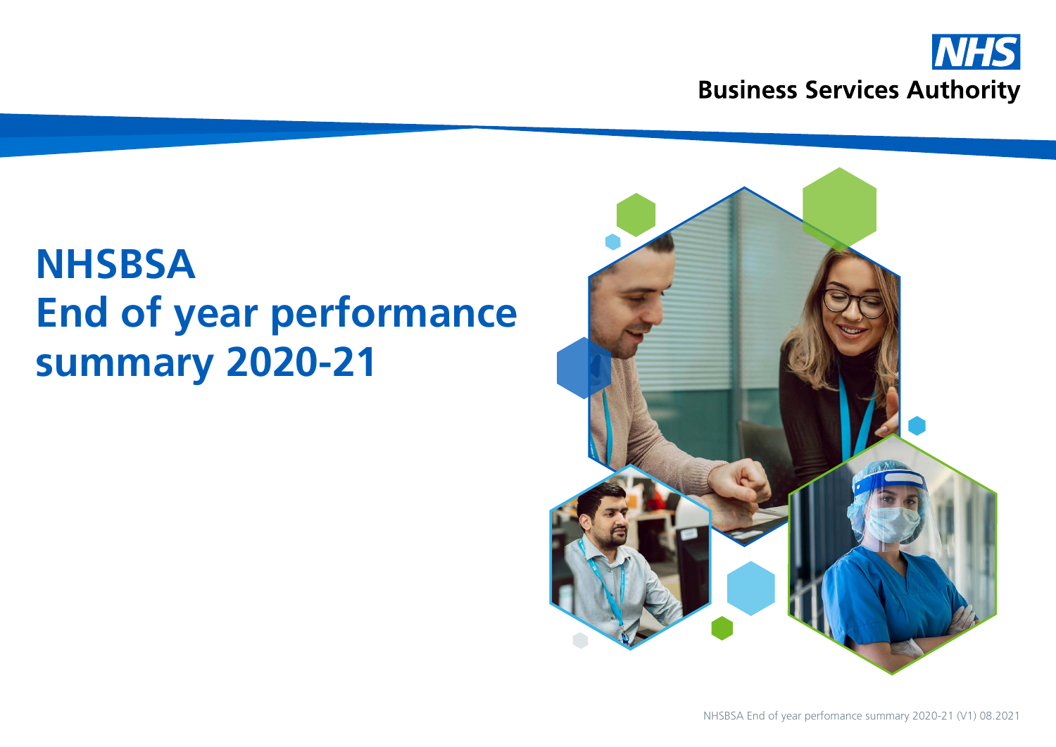NHS
Business Services Authority

# NHSBSA End of year performance summary 2020-21

NHSBSA End of year perfomance summary 2020-21 (V1) 08.2021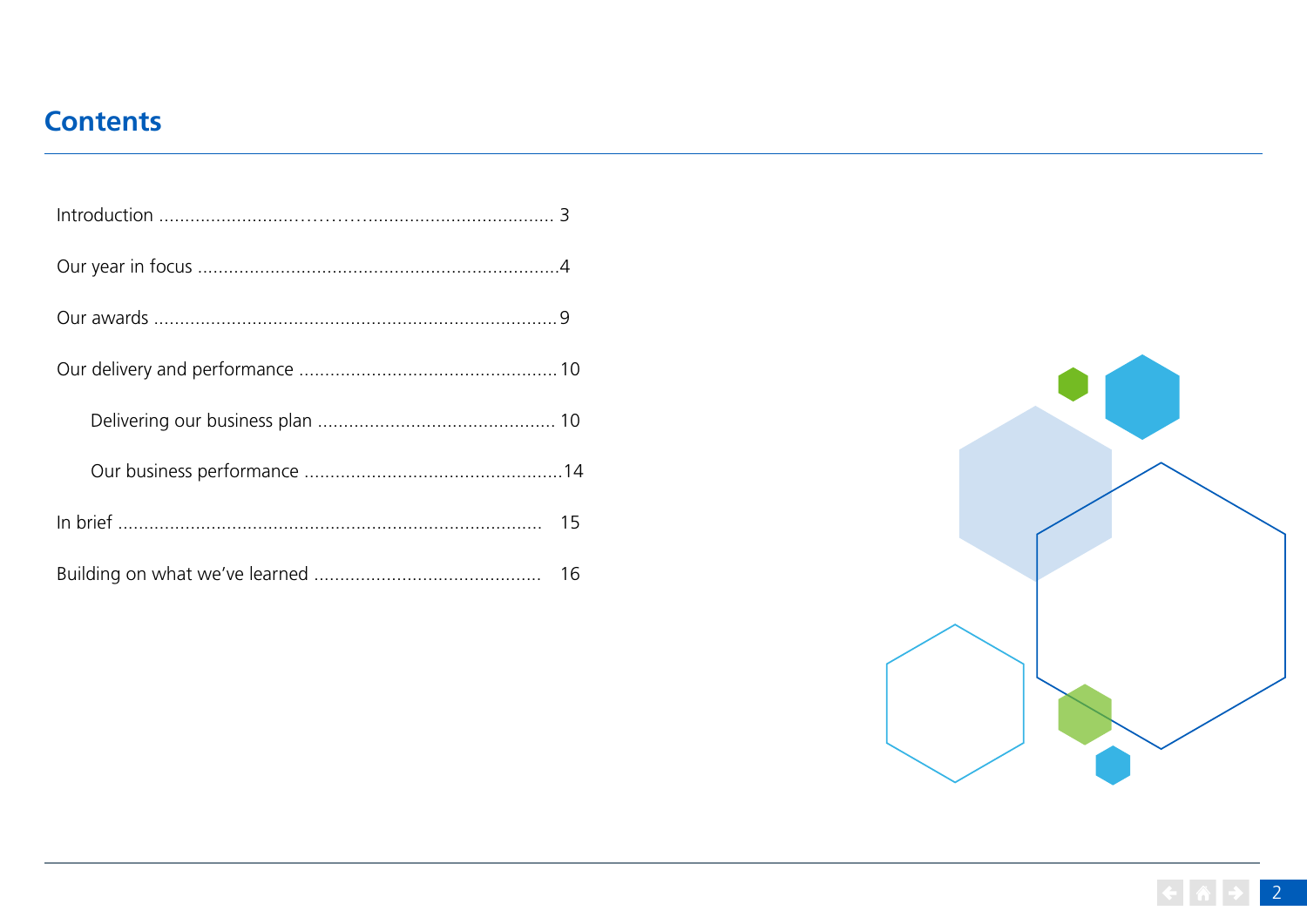# Contents

- Introduction ........................................................................ 3
- Our year in focus ....................................................................4
- Our awards ...........................................................................9
- Our delivery and performance .................................................10
  - Delivering our business plan ............................................ 10
  - Our business performance ................................................14
- In brief ................................................................................ 15
- Building on what we've learned ........................................... 16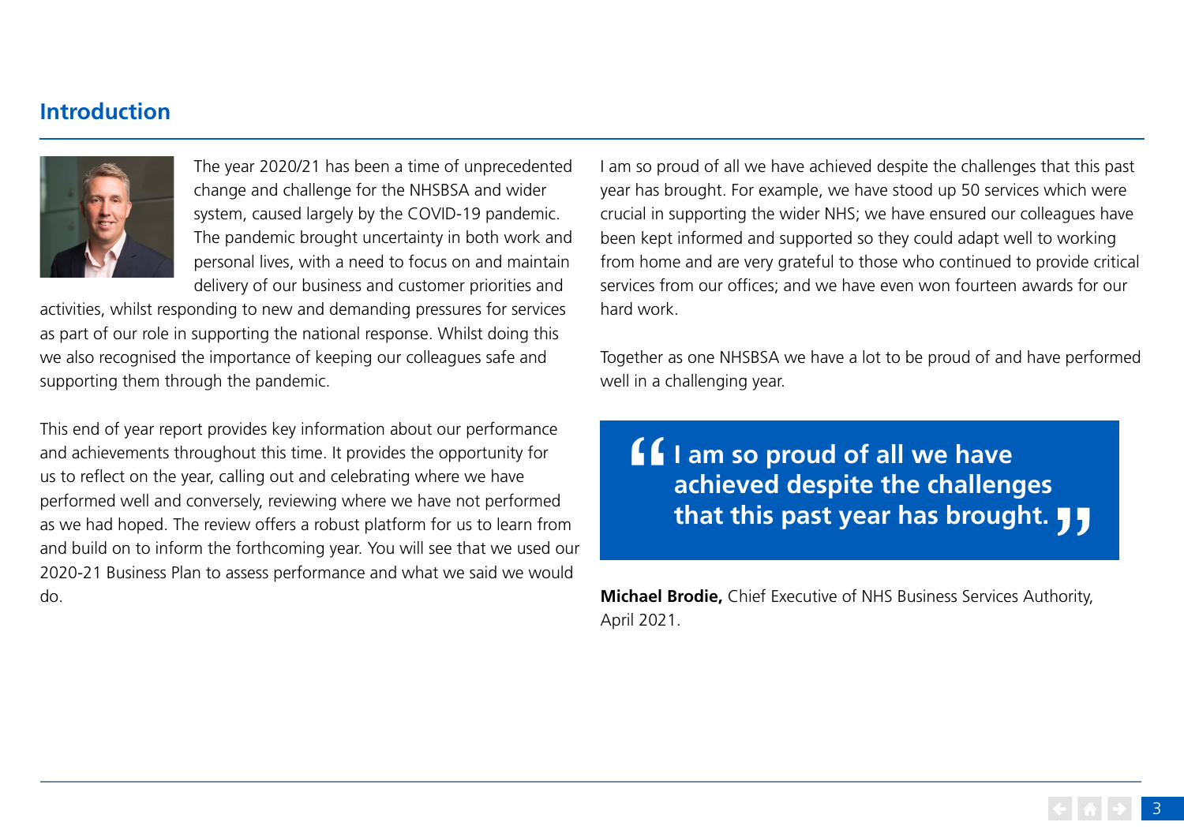## Introduction

The year 2020/21 has been a time of unprecedented change and challenge for the NHSBSA and wider system, caused largely by the COVID-19 pandemic. The pandemic brought uncertainty in both work and personal lives, with a need to focus on and maintain delivery of our business and customer priorities and activities, whilst responding to new and demanding pressures for services as part of our role in supporting the national response. Whilst doing this we also recognised the importance of keeping our colleagues safe and supporting them through the pandemic.

This end of year report provides key information about our performance and achievements throughout this time. It provides the opportunity for us to reflect on the year, calling out and celebrating where we have performed well and conversely, reviewing where we have not performed as we had hoped. The review offers a robust platform for us to learn from and build on to inform the forthcoming year. You will see that we used our 2020-21 Business Plan to assess performance and what we said we would do.

I am so proud of all we have achieved despite the challenges that this past year has brought. For example, we have stood up 50 services which were crucial in supporting the wider NHS; we have ensured our colleagues have been kept informed and supported so they could adapt well to working from home and are very grateful to those who continued to provide critical services from our offices; and we have even won fourteen awards for our hard work.

Together as one NHSBSA we have a lot to be proud of and have performed well in a challenging year.

> **“I am so proud of all we have achieved despite the challenges that this past year has brought.”**

**Michael Brodie,** Chief Executive of NHS Business Services Authority, April 2021.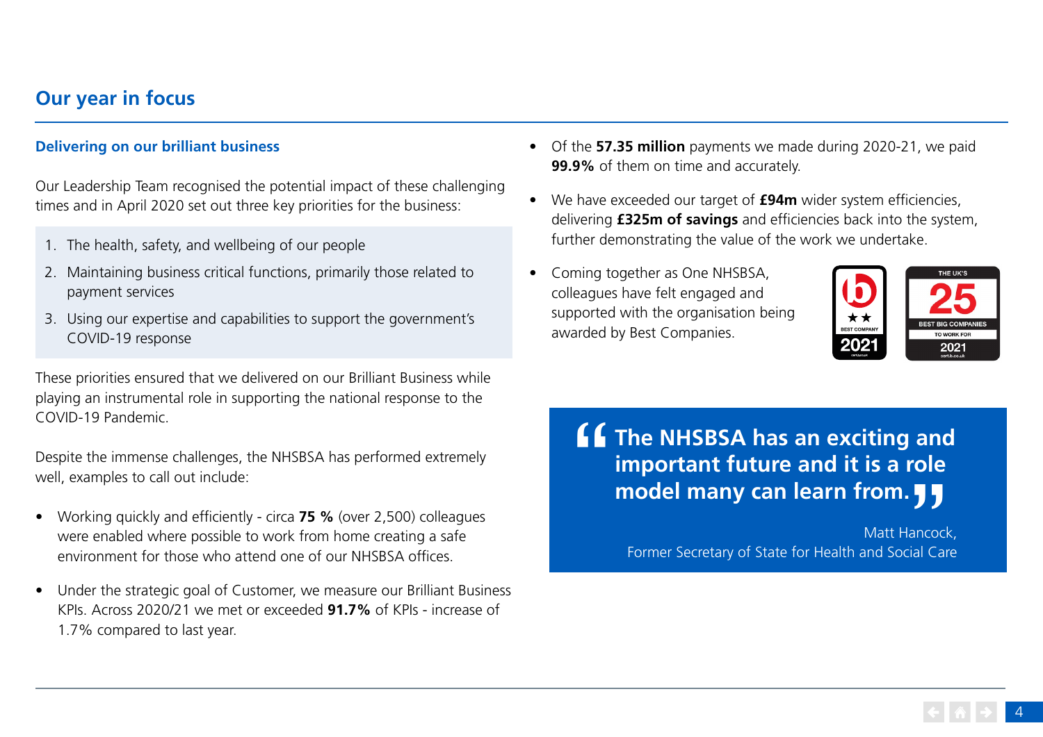# Our year in focus

## Delivering on our brilliant business

Our Leadership Team recognised the potential impact of these challenging times and in April 2020 set out three key priorities for the business:

1. The health, safety, and wellbeing of our people
2. Maintaining business critical functions, primarily those related to payment services
3. Using our expertise and capabilities to support the government's COVID-19 response

These priorities ensured that we delivered on our Brilliant Business while playing an instrumental role in supporting the national response to the COVID-19 Pandemic.

Despite the immense challenges, the NHSBSA has performed extremely well, examples to call out include:

- Working quickly and efficiently - circa **75 %** (over 2,500) colleagues were enabled where possible to work from home creating a safe environment for those who attend one of our NHSBSA offices.
- Under the strategic goal of Customer, we measure our Brilliant Business KPIs. Across 2020/21 we met or exceeded **91.7%** of KPIs - increase of 1.7% compared to last year.
- Of the **57.35 million** payments we made during 2020-21, we paid **99.9%** of them on time and accurately.
- We have exceeded our target of **£94m** wider system efficiencies, delivering **£325m of savings** and efficiencies back into the system, further demonstrating the value of the work we undertake.
- Coming together as One NHSBSA, colleagues have felt engaged and supported with the organisation being awarded by Best Companies.

> **"The NHSBSA has an exciting and important future and it is a role model many can learn from."**
>
> Matt Hancock,
> Former Secretary of State for Health and Social Care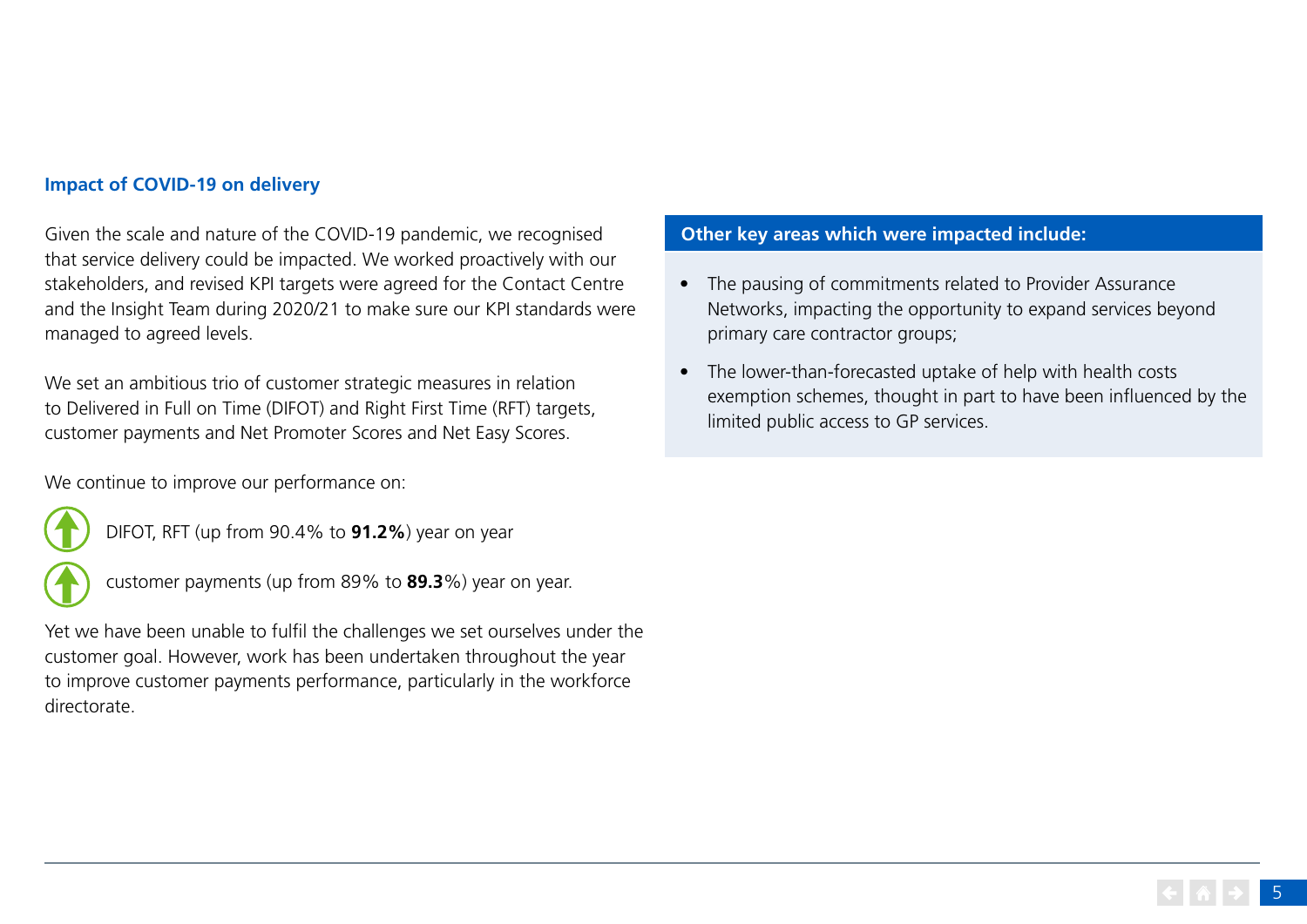### Impact of COVID-19 on delivery

Given the scale and nature of the COVID-19 pandemic, we recognised that service delivery could be impacted. We worked proactively with our stakeholders, and revised KPI targets were agreed for the Contact Centre and the Insight Team during 2020/21 to make sure our KPI standards were managed to agreed levels.

We set an ambitious trio of customer strategic measures in relation to Delivered in Full on Time (DIFOT) and Right First Time (RFT) targets, customer payments and Net Promoter Scores and Net Easy Scores.

We continue to improve our performance on:

- DIFOT, RFT (up from 90.4% to **91.2%**) year on year
- customer payments (up from 89% to **89.3**%) year on year.

Yet we have been unable to fulfil the challenges we set ourselves under the customer goal. However, work has been undertaken throughout the year to improve customer payments performance, particularly in the workforce directorate.

**Other key areas which were impacted include:**

- The pausing of commitments related to Provider Assurance Networks, impacting the opportunity to expand services beyond primary care contractor groups;
- The lower-than-forecasted uptake of help with health costs exemption schemes, thought in part to have been influenced by the limited public access to GP services.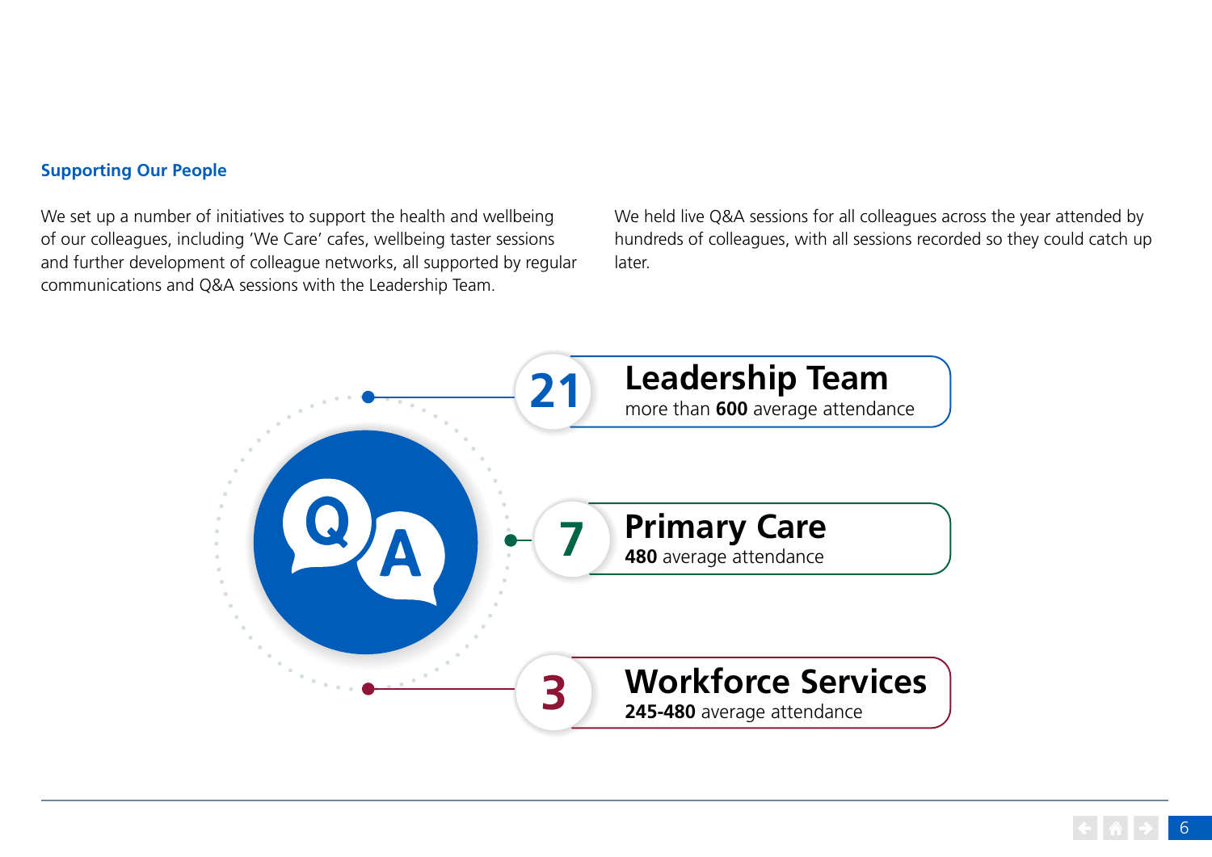## Supporting Our People

We set up a number of initiatives to support the health and wellbeing of our colleagues, including 'We Care' cafes, wellbeing taster sessions and further development of colleague networks, all supported by regular communications and Q&A sessions with the Leadership Team.

We held live Q&A sessions for all colleagues across the year attended by hundreds of colleagues, with all sessions recorded so they could catch up later.

Q A

**21** **Leadership Team**
more than **600** average attendance

**7** **Primary Care**
**480** average attendance

**3** **Workforce Services**
**245-480** average attendance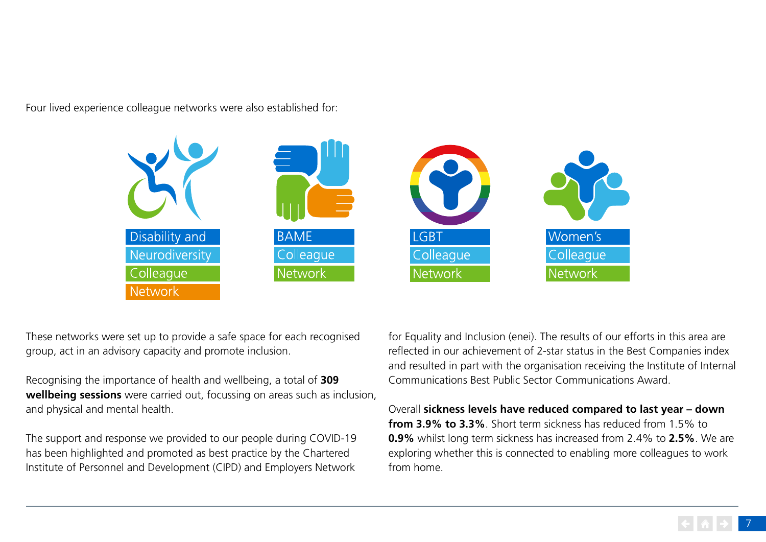Four lived experience colleague networks were also established for:

- Disability and Neurodiversity Colleague Network
- BAME Colleague Network
- LGBT Colleague Network
- Women's Colleague Network

These networks were set up to provide a safe space for each recognised group, act in an advisory capacity and promote inclusion.

Recognising the importance of health and wellbeing, a total of **309 wellbeing sessions** were carried out, focussing on areas such as inclusion, and physical and mental health.

The support and response we provided to our people during COVID-19 has been highlighted and promoted as best practice by the Chartered Institute of Personnel and Development (CIPD) and Employers Network for Equality and Inclusion (enei). The results of our efforts in this area are reflected in our achievement of 2-star status in the Best Companies index and resulted in part with the organisation receiving the Institute of Internal Communications Best Public Sector Communications Award.

Overall **sickness levels have reduced compared to last year – down from 3.9% to 3.3%**. Short term sickness has reduced from 1.5% to **0.9%** whilst long term sickness has increased from 2.4% to **2.5%**. We are exploring whether this is connected to enabling more colleagues to work from home.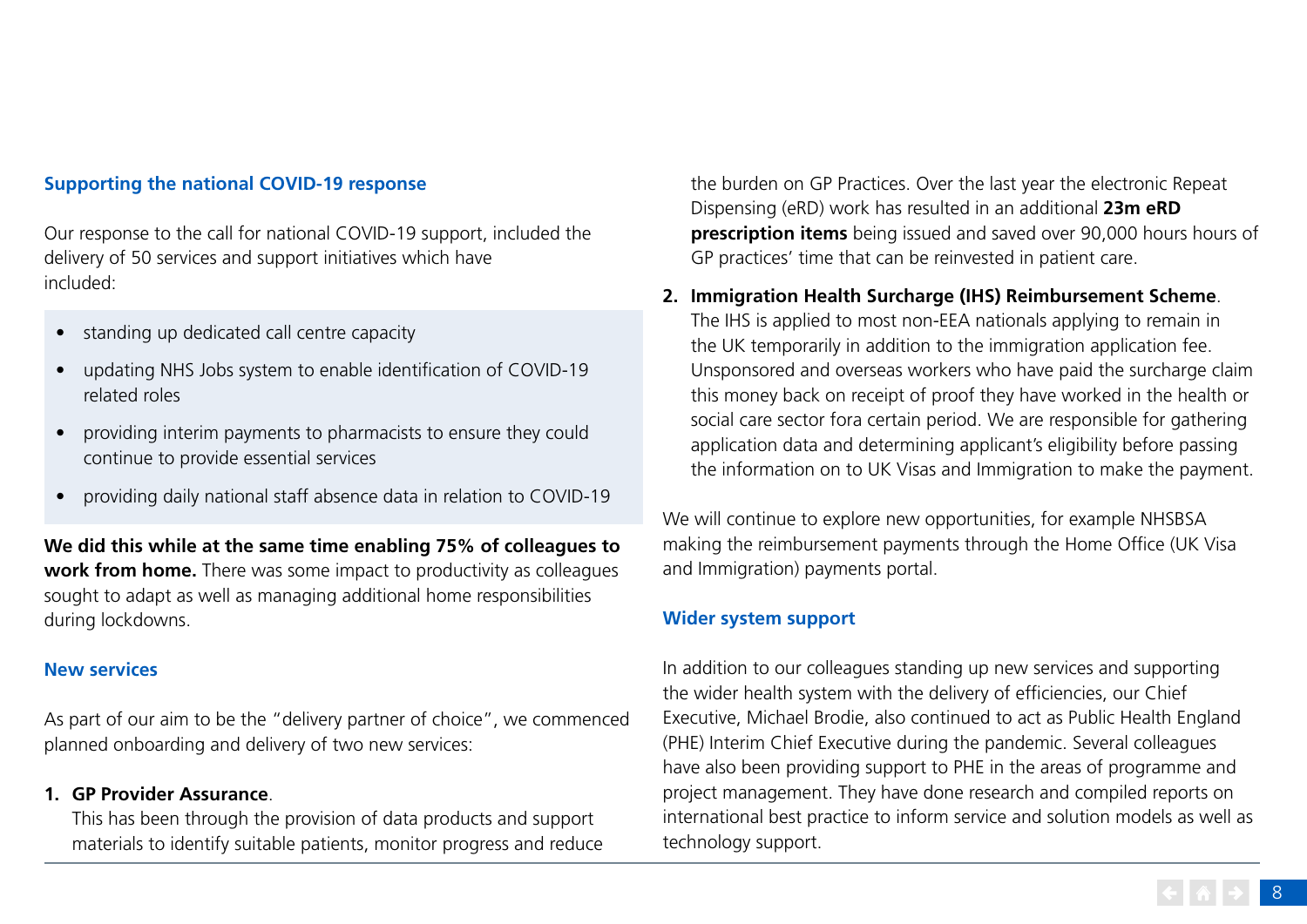## Supporting the national COVID-19 response

Our response to the call for national COVID-19 support, included the delivery of 50 services and support initiatives which have included:

- standing up dedicated call centre capacity
- updating NHS Jobs system to enable identification of COVID-19 related roles
- providing interim payments to pharmacists to ensure they could continue to provide essential services
- providing daily national staff absence data in relation to COVID-19

**We did this while at the same time enabling 75% of colleagues to work from home.** There was some impact to productivity as colleagues sought to adapt as well as managing additional home responsibilities during lockdowns.

## New services

As part of our aim to be the "delivery partner of choice", we commenced planned onboarding and delivery of two new services:

1. **GP Provider Assurance**.
   This has been through the provision of data products and support materials to identify suitable patients, monitor progress and reduce the burden on GP Practices. Over the last year the electronic Repeat Dispensing (eRD) work has resulted in an additional **23m eRD prescription items** being issued and saved over 90,000 hours hours of GP practices' time that can be reinvested in patient care.
2. **Immigration Health Surcharge (IHS) Reimbursement Scheme**.
   The IHS is applied to most non-EEA nationals applying to remain in the UK temporarily in addition to the immigration application fee. Unsponsored and overseas workers who have paid the surcharge claim this money back on receipt of proof they have worked in the health or social care sector fora certain period. We are responsible for gathering application data and determining applicant's eligibility before passing the information on to UK Visas and Immigration to make the payment.

We will continue to explore new opportunities, for example NHSBSA making the reimbursement payments through the Home Office (UK Visa and Immigration) payments portal.

## Wider system support

In addition to our colleagues standing up new services and supporting the wider health system with the delivery of efficiencies, our Chief Executive, Michael Brodie, also continued to act as Public Health England (PHE) Interim Chief Executive during the pandemic. Several colleagues have also been providing support to PHE in the areas of programme and project management. They have done research and compiled reports on international best practice to inform service and solution models as well as technology support.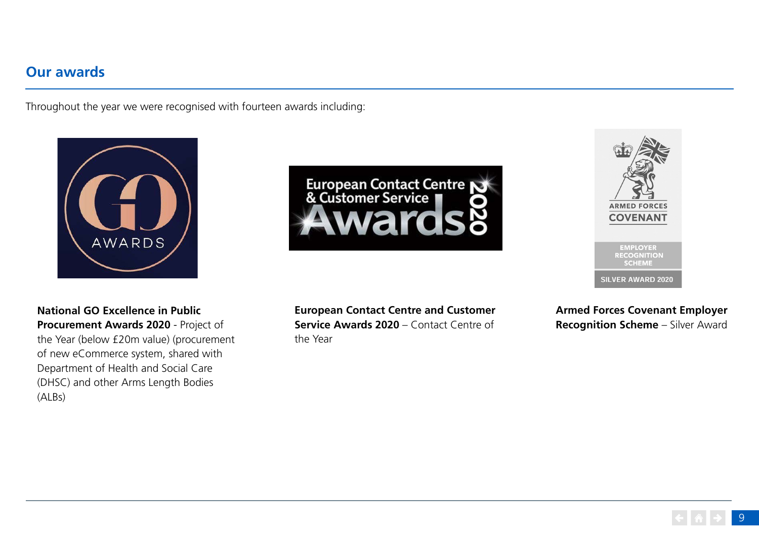## Our awards

Throughout the year we were recognised with fourteen awards including:

**National GO Excellence in Public Procurement Awards 2020** - Project of the Year (below £20m value) (procurement of new eCommerce system, shared with Department of Health and Social Care (DHSC) and other Arms Length Bodies (ALBs)

**European Contact Centre and Customer Service Awards 2020** – Contact Centre of the Year

**Armed Forces Covenant Employer Recognition Scheme** – Silver Award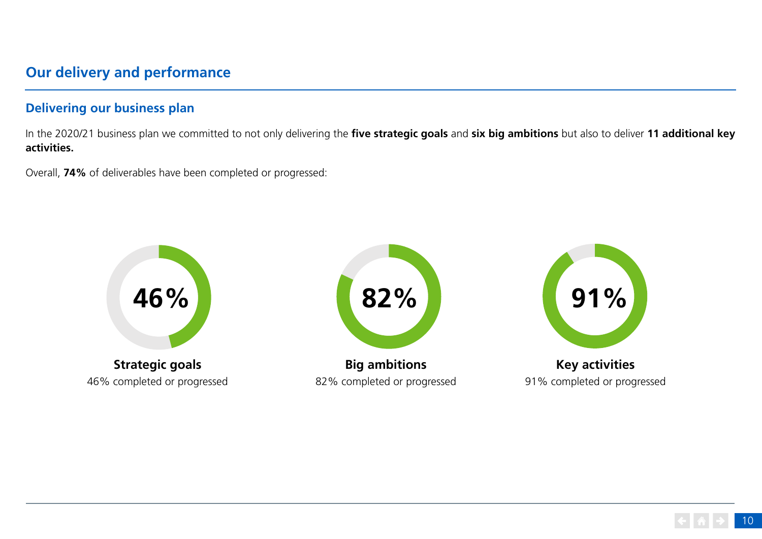## Our delivery and performance

### Delivering our business plan

In the 2020/21 business plan we committed to not only delivering the **five strategic goals** and **six big ambitions** but also to deliver **11 additional key activities.**

Overall, **74%** of deliverables have been completed or progressed:

**46%**

**Strategic goals**
46% completed or progressed

**82%**

**Big ambitions**
82% completed or progressed

**91%**

**Key activities**
91% completed or progressed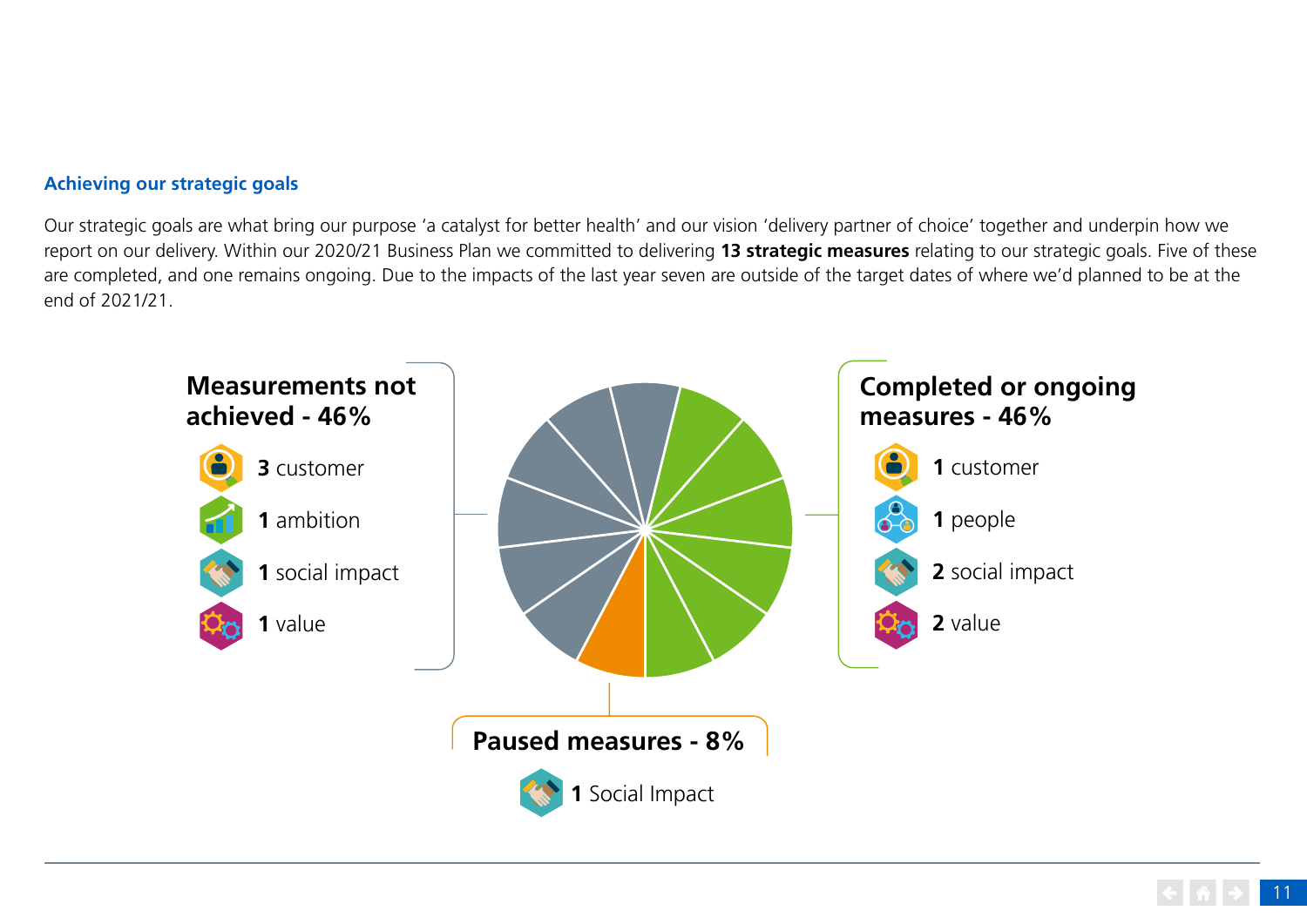### Achieving our strategic goals

Our strategic goals are what bring our purpose 'a catalyst for better health' and our vision 'delivery partner of choice' together and underpin how we report on our delivery. Within our 2020/21 Business Plan we committed to delivering **13 strategic measures** relating to our strategic goals. Five of these are completed, and one remains ongoing. Due to the impacts of the last year seven are outside of the target dates of where we'd planned to be at the end of 2021/21.

**Measurements not achieved - 46%**

- **3** customer
- **1** ambition
- **1** social impact
- **1** value

**Completed or ongoing measures - 46%**

- **1** customer
- **1** people
- **2** social impact
- **2** value

**Paused measures - 8%**

- **1** Social Impact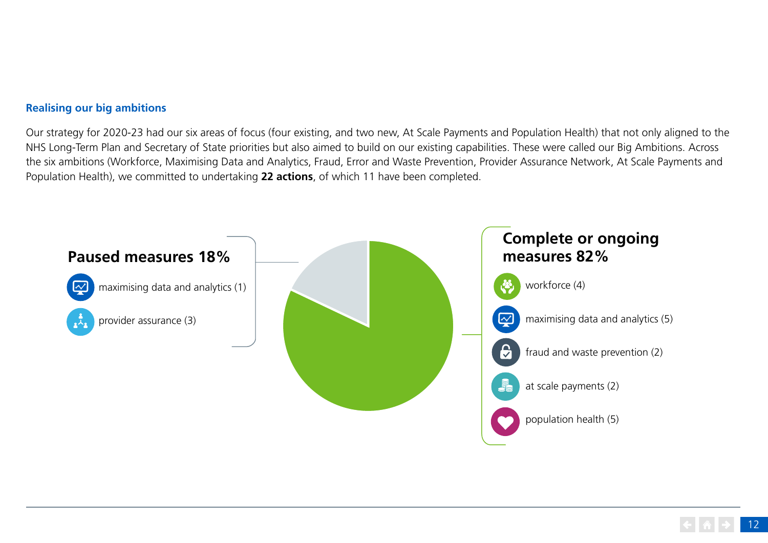### Realising our big ambitions

Our strategy for 2020-23 had our six areas of focus (four existing, and two new, At Scale Payments and Population Health) that not only aligned to the NHS Long-Term Plan and Secretary of State priorities but also aimed to build on our existing capabilities. These were called our Big Ambitions. Across the six ambitions (Workforce, Maximising Data and Analytics, Fraud, Error and Waste Prevention, Provider Assurance Network, At Scale Payments and Population Health), we committed to undertaking **22 actions**, of which 11 have been completed.

**Paused measures 18%**

- maximising data and analytics (1)
- provider assurance (3)

**Complete or ongoing measures 82%**

- workforce (4)
- maximising data and analytics (5)
- fraud and waste prevention (2)
- at scale payments (2)
- population health (5)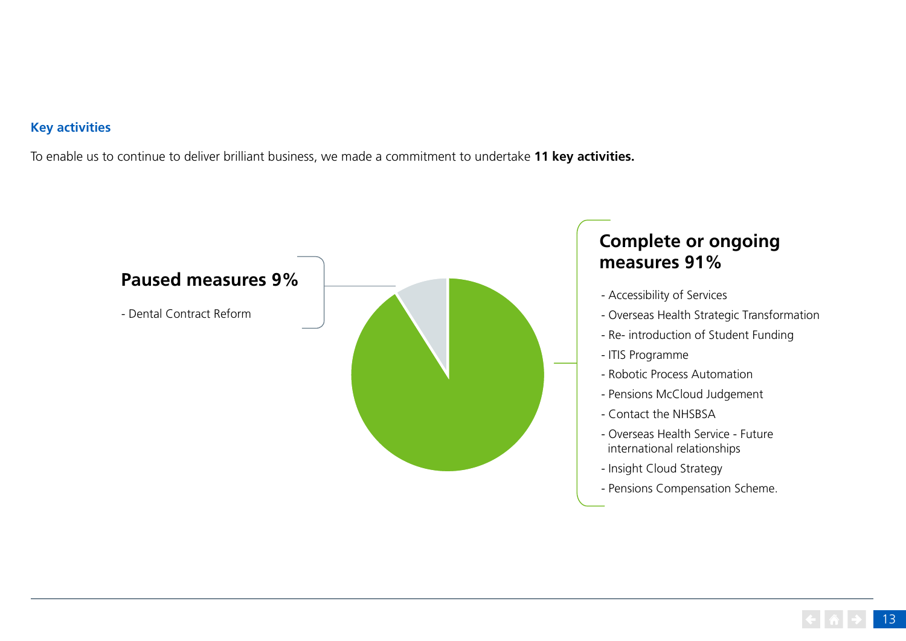## Key activities

To enable us to continue to deliver brilliant business, we made a commitment to undertake **11 key activities.**

**Paused measures 9%**

- Dental Contract Reform

**Complete or ongoing measures 91%**

- Accessibility of Services
- Overseas Health Strategic Transformation
- Re- introduction of Student Funding
- ITIS Programme
- Robotic Process Automation
- Pensions McCloud Judgement
- Contact the NHSBSA
- Overseas Health Service - Future international relationships
- Insight Cloud Strategy
- Pensions Compensation Scheme.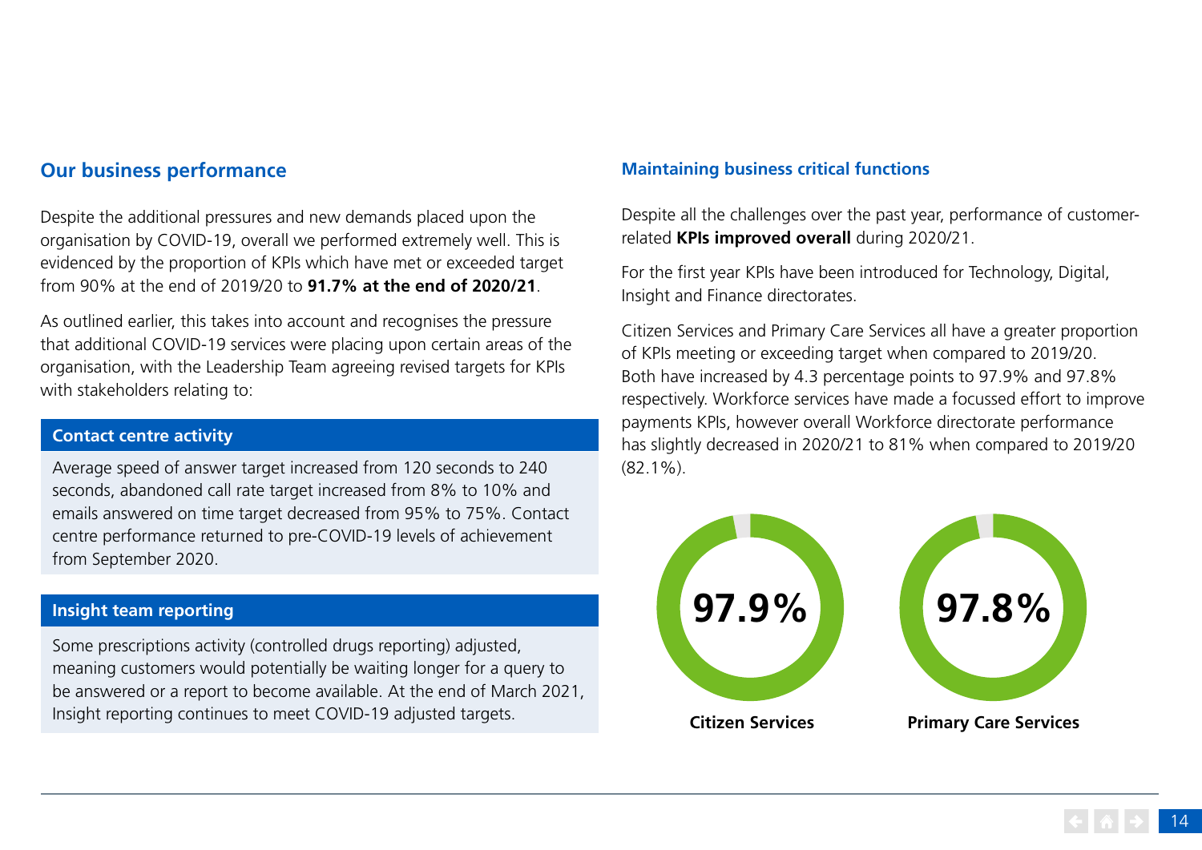## Our business performance

Despite the additional pressures and new demands placed upon the organisation by COVID-19, overall we performed extremely well. This is evidenced by the proportion of KPIs which have met or exceeded target from 90% at the end of 2019/20 to **91.7% at the end of 2020/21**.

As outlined earlier, this takes into account and recognises the pressure that additional COVID-19 services were placing upon certain areas of the organisation, with the Leadership Team agreeing revised targets for KPIs with stakeholders relating to:

### Contact centre activity

Average speed of answer target increased from 120 seconds to 240 seconds, abandoned call rate target increased from 8% to 10% and emails answered on time target decreased from 95% to 75%. Contact centre performance returned to pre-COVID-19 levels of achievement from September 2020.

### Insight team reporting

Some prescriptions activity (controlled drugs reporting) adjusted, meaning customers would potentially be waiting longer for a query to be answered or a report to become available. At the end of March 2021, Insight reporting continues to meet COVID-19 adjusted targets.

### Maintaining business critical functions

Despite all the challenges over the past year, performance of customer-related **KPIs improved overall** during 2020/21.

For the first year KPIs have been introduced for Technology, Digital, Insight and Finance directorates.

Citizen Services and Primary Care Services all have a greater proportion of KPIs meeting or exceeding target when compared to 2019/20. Both have increased by 4.3 percentage points to 97.9% and 97.8% respectively. Workforce services have made a focussed effort to improve payments KPIs, however overall Workforce directorate performance has slightly decreased in 2020/21 to 81% when compared to 2019/20 (82.1%).

**97.9%**

**Citizen Services**

**97.8%**

**Primary Care Services**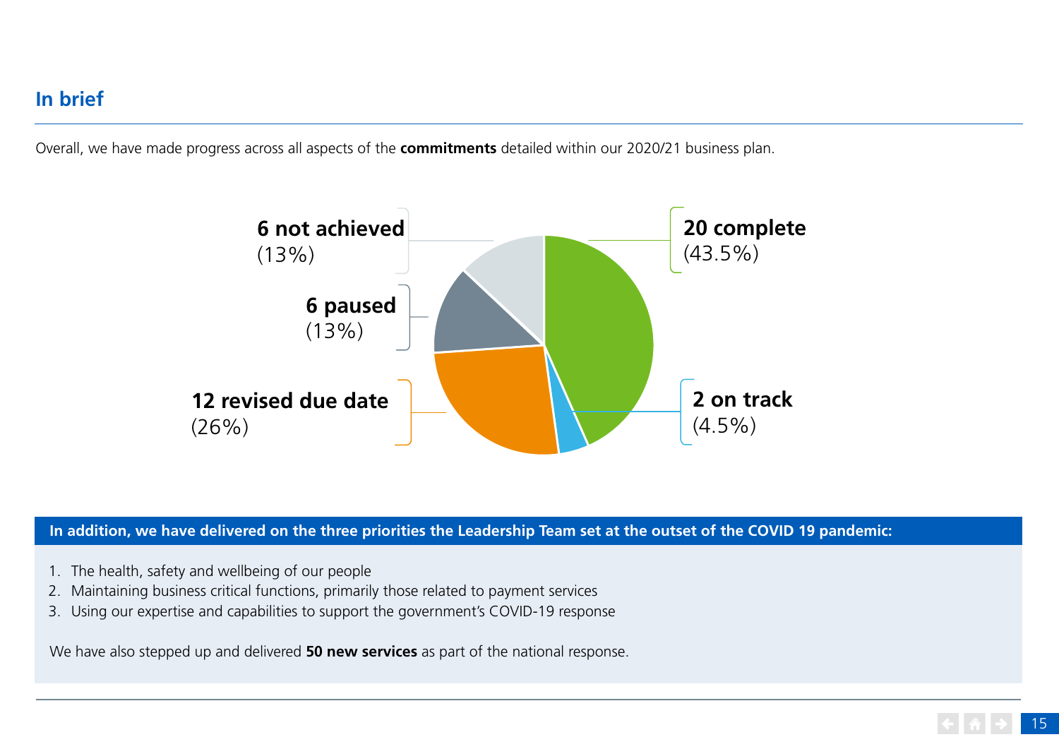## In brief

Overall, we have made progress across all aspects of the **commitments** detailed within our 2020/21 business plan.

**6 not achieved** (13%)

**6 paused** (13%)

**12 revised due date** (26%)

**20 complete** (43.5%)

**2 on track** (4.5%)

**In addition, we have delivered on the three priorities the Leadership Team set at the outset of the COVID 19 pandemic:**

1. The health, safety and wellbeing of our people
2. Maintaining business critical functions, primarily those related to payment services
3. Using our expertise and capabilities to support the government's COVID-19 response

We have also stepped up and delivered **50 new services** as part of the national response.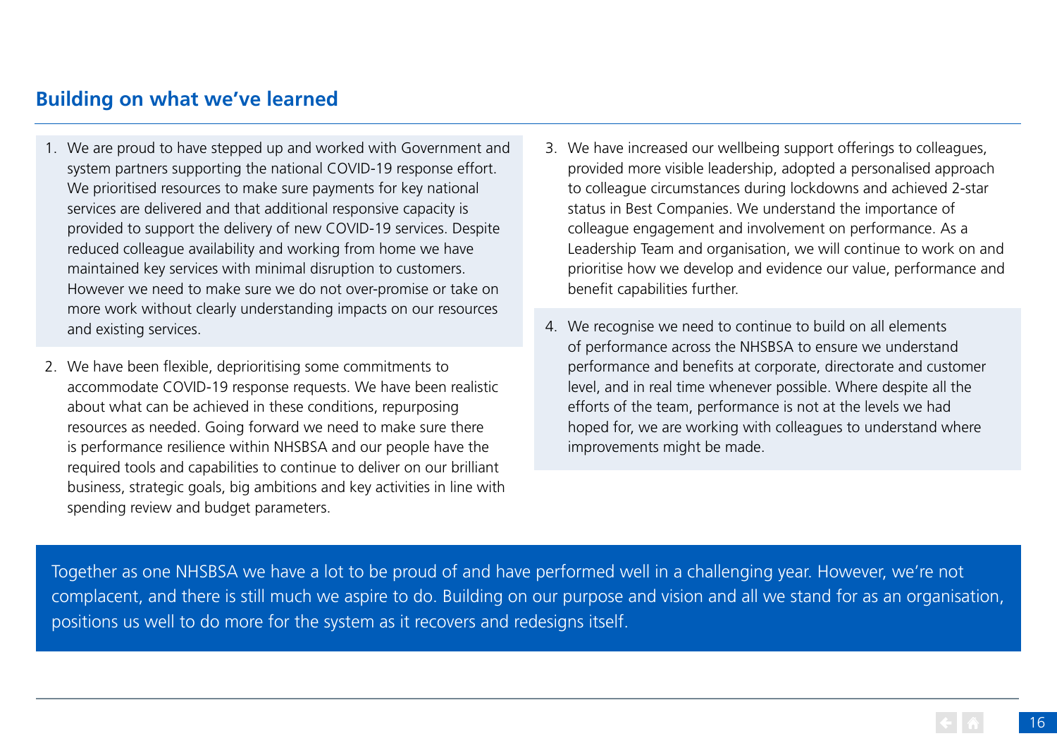## Building on what we've learned

1. We are proud to have stepped up and worked with Government and system partners supporting the national COVID-19 response effort. We prioritised resources to make sure payments for key national services are delivered and that additional responsive capacity is provided to support the delivery of new COVID-19 services. Despite reduced colleague availability and working from home we have maintained key services with minimal disruption to customers. However we need to make sure we do not over-promise or take on more work without clearly understanding impacts on our resources and existing services.

2. We have been flexible, deprioritising some commitments to accommodate COVID-19 response requests. We have been realistic about what can be achieved in these conditions, repurposing resources as needed. Going forward we need to make sure there is performance resilience within NHSBSA and our people have the required tools and capabilities to continue to deliver on our brilliant business, strategic goals, big ambitions and key activities in line with spending review and budget parameters.

3. We have increased our wellbeing support offerings to colleagues, provided more visible leadership, adopted a personalised approach to colleague circumstances during lockdowns and achieved 2-star status in Best Companies. We understand the importance of colleague engagement and involvement on performance. As a Leadership Team and organisation, we will continue to work on and prioritise how we develop and evidence our value, performance and benefit capabilities further.

4. We recognise we need to continue to build on all elements of performance across the NHSBSA to ensure we understand performance and benefits at corporate, directorate and customer level, and in real time whenever possible. Where despite all the efforts of the team, performance is not at the levels we had hoped for, we are working with colleagues to understand where improvements might be made.

Together as one NHSBSA we have a lot to be proud of and have performed well in a challenging year. However, we're not complacent, and there is still much we aspire to do. Building on our purpose and vision and all we stand for as an organisation, positions us well to do more for the system as it recovers and redesigns itself.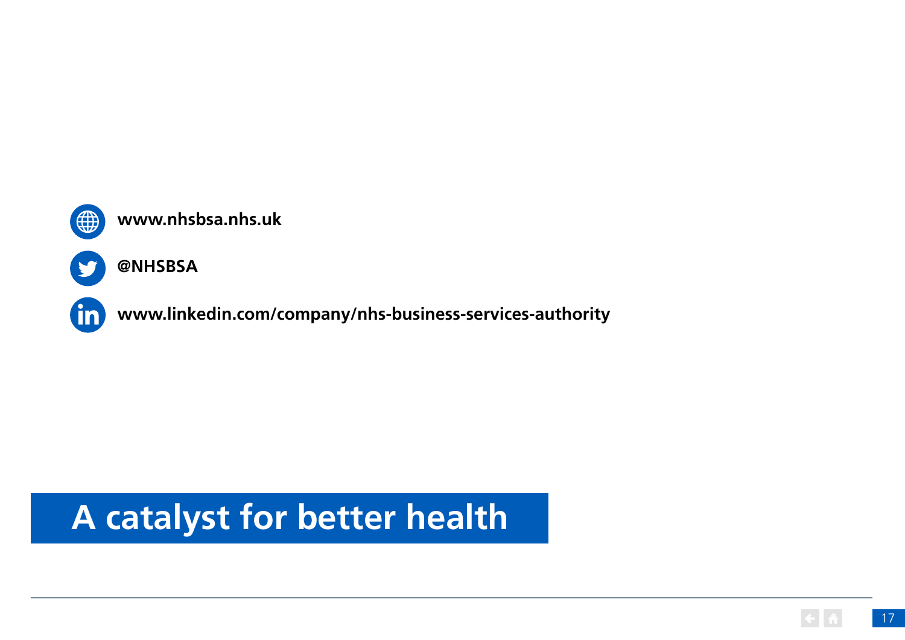**www.nhsbsa.nhs.uk**

**@NHSBSA**

**www.linkedin.com/company/nhs-business-services-authority**

# A catalyst for better health